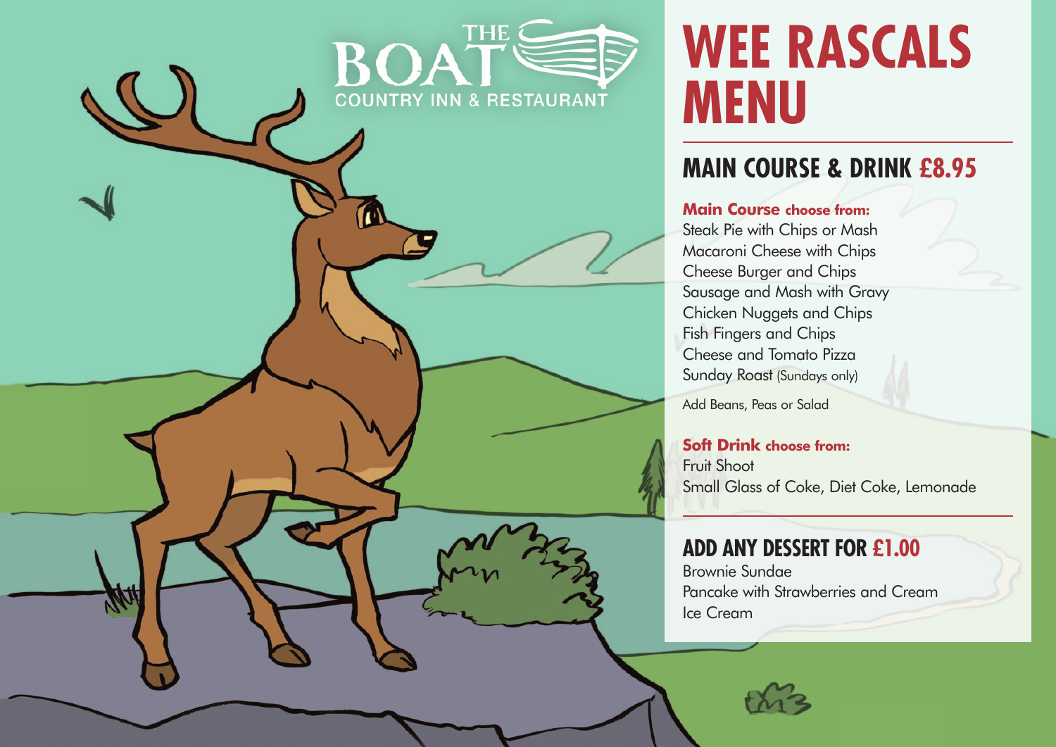THE BOAT
COUNTRY INN & RESTAURANT

# WEE RASCALS MENU

## MAIN COURSE & DRINK £8.95

**Main Course choose from:**

Steak Pie with Chips or Mash
Macaroni Cheese with Chips
Cheese Burger and Chips
Sausage and Mash with Gravy
Chicken Nuggets and Chips
Fish Fingers and Chips
Cheese and Tomato Pizza
Sunday Roast (Sundays only)

Add Beans, Peas or Salad

**Soft Drink choose from:**

Fruit Shoot
Small Glass of Coke, Diet Coke, Lemonade

## ADD ANY DESSERT FOR £1.00

Brownie Sundae
Pancake with Strawberries and Cream
Ice Cream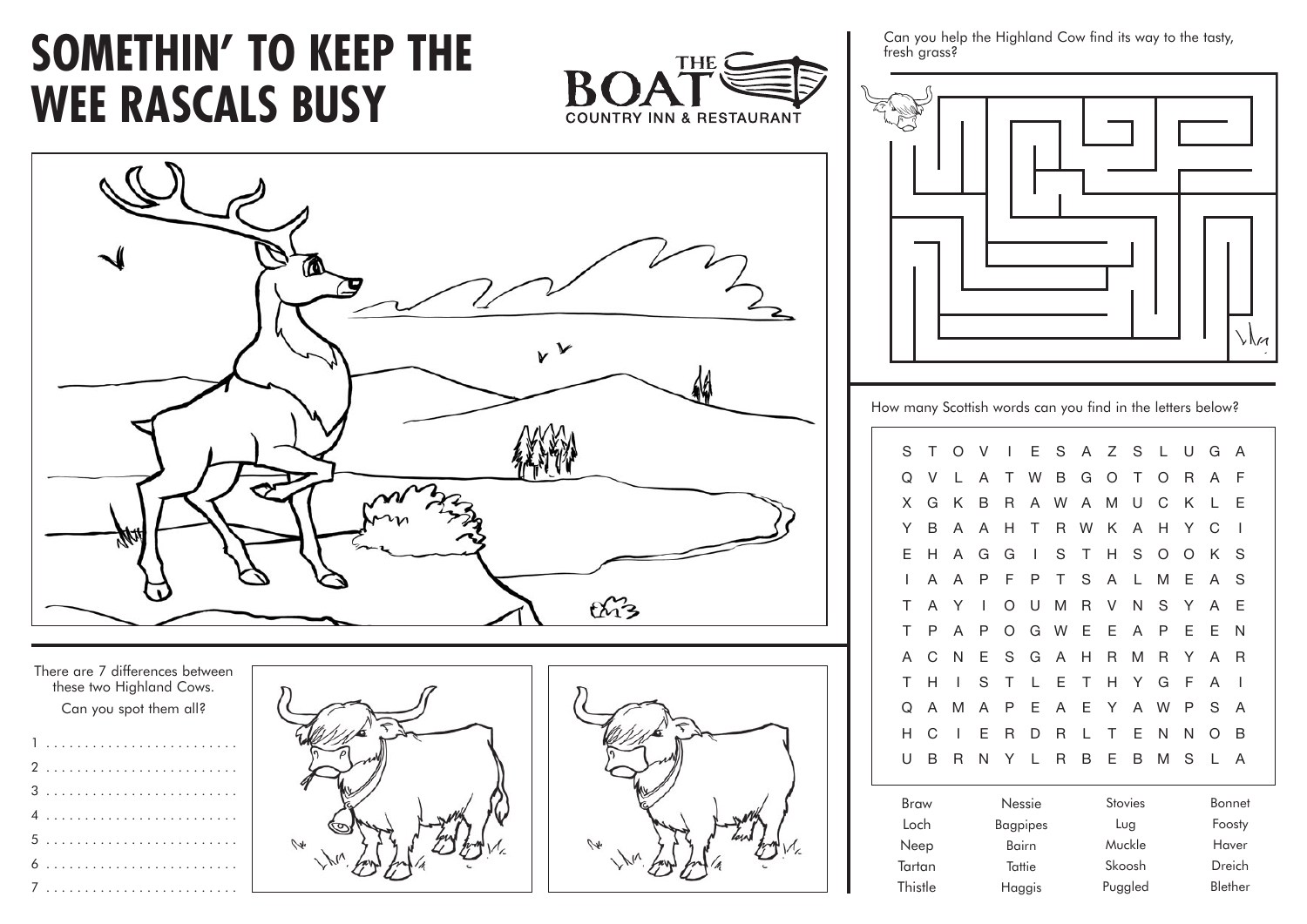# SOMETHIN' TO KEEP THE WEE RASCALS BUSY

THE BOAT
COUNTRY INN & RESTAURANT

There are 7 differences between these two Highland Cows.

Can you spot them all?

1 .........................
2 .........................
3 .........................
4 .........................
5 .........................
6 .........................
7 .........................

Can you help the Highland Cow find its way to the tasty, fresh grass?

How many Scottish words can you find in the letters below?

| | | | | | | | | | | | | | |
|---|---|---|---|---|---|---|---|---|---|---|---|---|---|
| S | T | O | V | I | E | S | A | Z | S | L | U | G | A |
| Q | V | L | A | T | W | B | G | O | T | O | R | A | F |
| X | G | K | B | R | A | W | A | M | U | C | K | L | E |
| Y | B | A | A | H | T | R | W | K | A | H | Y | C | I |
| E | H | A | G | G | I | S | T | H | S | O | O | K | S |
| I | A | A | P | F | P | T | S | A | L | M | E | A | S |
| T | A | Y | I | O | U | M | R | V | N | S | Y | A | E |
| T | P | A | P | O | G | W | E | E | A | P | E | E | N |
| A | C | N | E | S | G | A | H | R | M | R | Y | A | R |
| T | H | I | S | T | L | E | T | H | Y | G | F | A | I |
| Q | A | M | A | P | E | A | E | Y | A | W | P | S | A |
| H | C | I | E | R | D | R | L | T | E | N | N | O | B |
| U | B | R | N | Y | L | R | B | E | B | M | S | L | A |

| | | | |
|---|---|---|---|
| Braw | Nessie | Stovies | Bonnet |
| Loch | Bagpipes | Lug | Foosty |
| Neep | Bairn | Muckle | Haver |
| Tartan | Tattie | Skoosh | Dreich |
| Thistle | Haggis | Puggled | Blether |